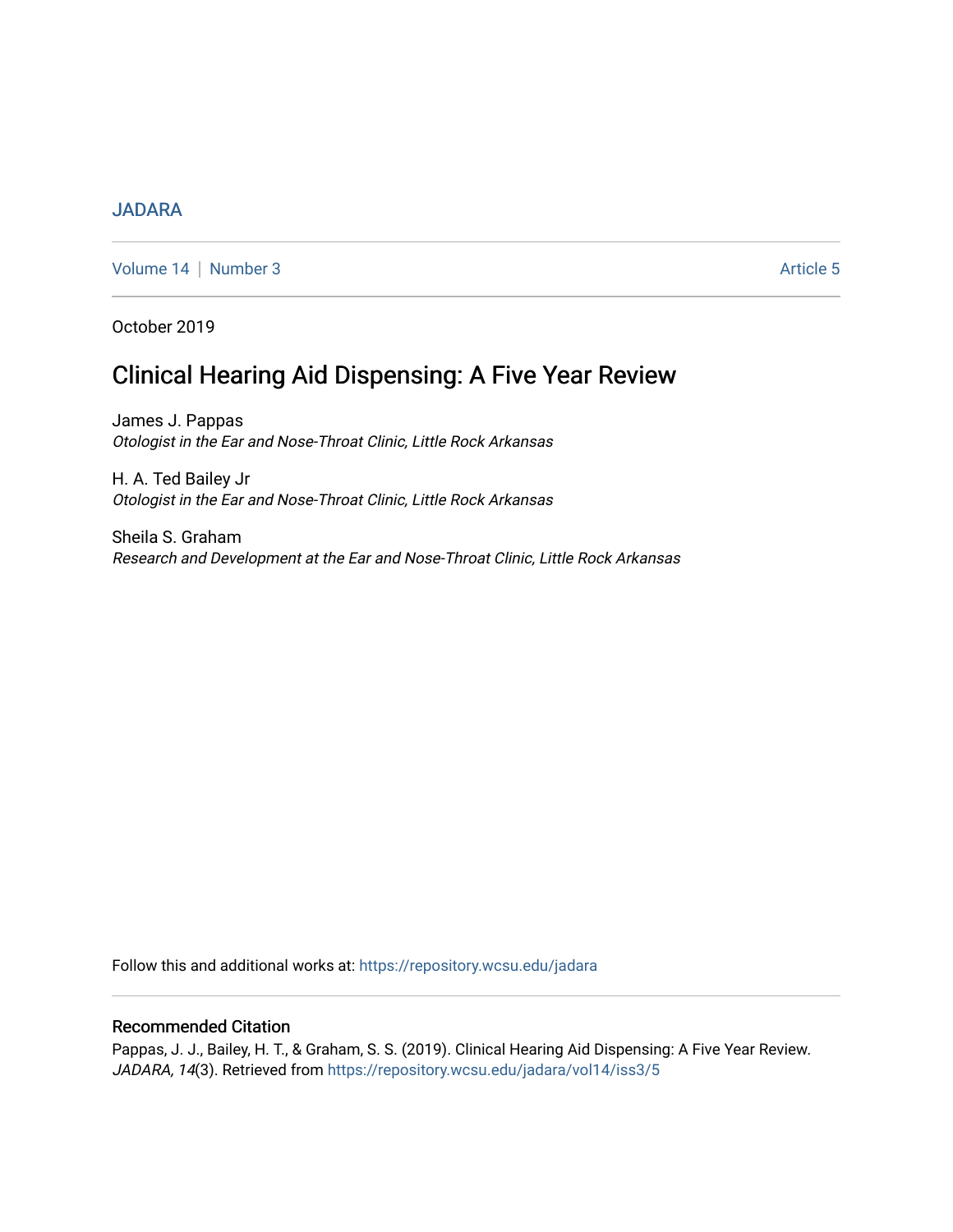JADARA

Volume 14 | Number 3 Article 5

October 2019

# Clinical Hearing Aid Dispensing: A Five Year Review

James J. Pappas
*Otologist in the Ear and Nose-Throat Clinic, Little Rock Arkansas*

H. A. Ted Bailey Jr
*Otologist in the Ear and Nose-Throat Clinic, Little Rock Arkansas*

Sheila S. Graham
*Research and Development at the Ear and Nose-Throat Clinic, Little Rock Arkansas*

Follow this and additional works at: https://repository.wcsu.edu/jadara

## Recommended Citation

Pappas, J. J., Bailey, H. T., & Graham, S. S. (2019). Clinical Hearing Aid Dispensing: A Five Year Review. *JADARA, 14*(3). Retrieved from https://repository.wcsu.edu/jadara/vol14/iss3/5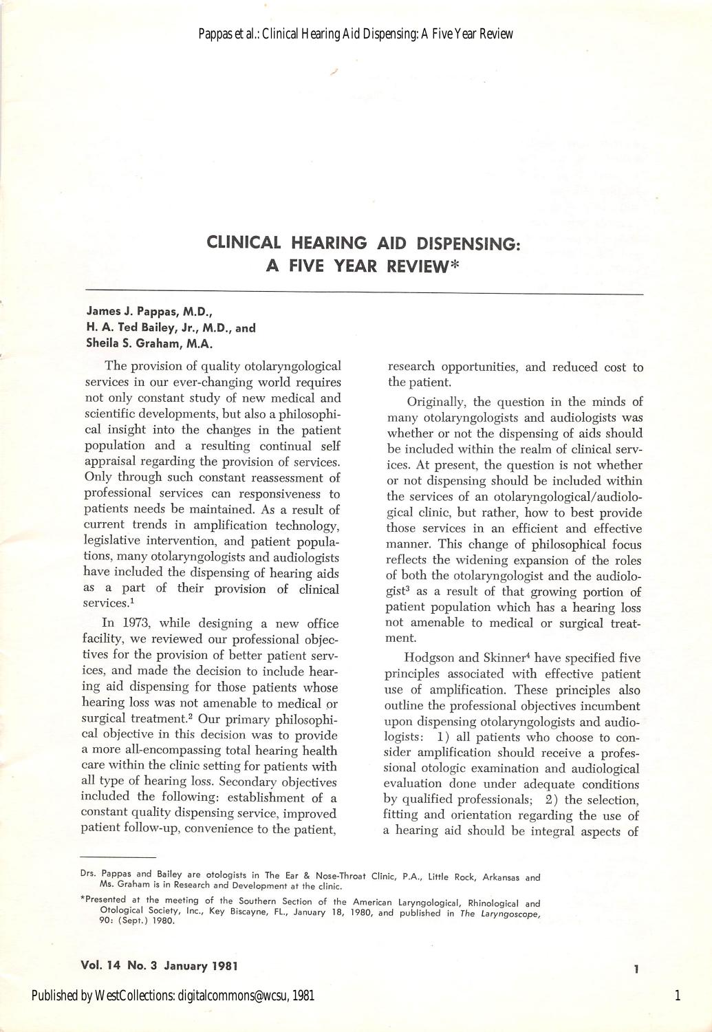# CLINICAL HEARING AID DISPENSING: A FIVE YEAR REVIEW*

**James J. Pappas, M.D., H. A. Ted Bailey, Jr., M.D., and Sheila S. Graham, M.A.**

The provision of quality otolaryngological services in our ever-changing world requires not only constant study of new medical and scientific developments, but also a philosophical insight into the changes in the patient population and a resulting continual self appraisal regarding the provision of services. Only through such constant reassessment of professional services can responsiveness to patients needs be maintained. As a result of current trends in amplification technology, legislative intervention, and patient populations, many otolaryngologists and audiologists have included the dispensing of hearing aids as a part of their provision of clinical services.[1]

In 1973, while designing a new office facility, we reviewed our professional objectives for the provision of better patient services, and made the decision to include hearing aid dispensing for those patients whose hearing loss was not amenable to medical or surgical treatment.[2] Our primary philosophical objective in this decision was to provide a more all-encompassing total hearing health care within the clinic setting for patients with all type of hearing loss. Secondary objectives included the following: establishment of a constant quality dispensing service, improved patient follow-up, convenience to the patient, research opportunities, and reduced cost to the patient.

Originally, the question in the minds of many otolaryngologists and audiologists was whether or not the dispensing of aids should be included within the realm of clinical services. At present, the question is not whether or not dispensing should be included within the services of an otolaryngological/audiological clinic, but rather, how to best provide those services in an efficient and effective manner. This change of philosophical focus reflects the widening expansion of the roles of both the otolaryngologist and the audiologist[3] as a result of that growing portion of patient population which has a hearing loss not amenable to medical or surgical treatment.

Hodgson and Skinner[4] have specified five principles associated with effective patient use of amplification. These principles also outline the professional objectives incumbent upon dispensing otolaryngologists and audiologists: 1) all patients who choose to consider amplification should receive a professional otologic examination and audiological evaluation done under adequate conditions by qualified professionals; 2) the selection, fitting and orientation regarding the use of a hearing aid should be integral aspects of

---

Drs. Pappas and Bailey are otologists in The Ear & Nose-Throat Clinic, P.A., Little Rock, Arkansas and Ms. Graham is in Research and Development at the clinic.

*Presented at the meeting of the Southern Section of the American Laryngological, Rhinological and Otological Society, Inc., Key Biscayne, FL., January 18, 1980, and published in *The Laryngoscope*, 90: (Sept.) 1980.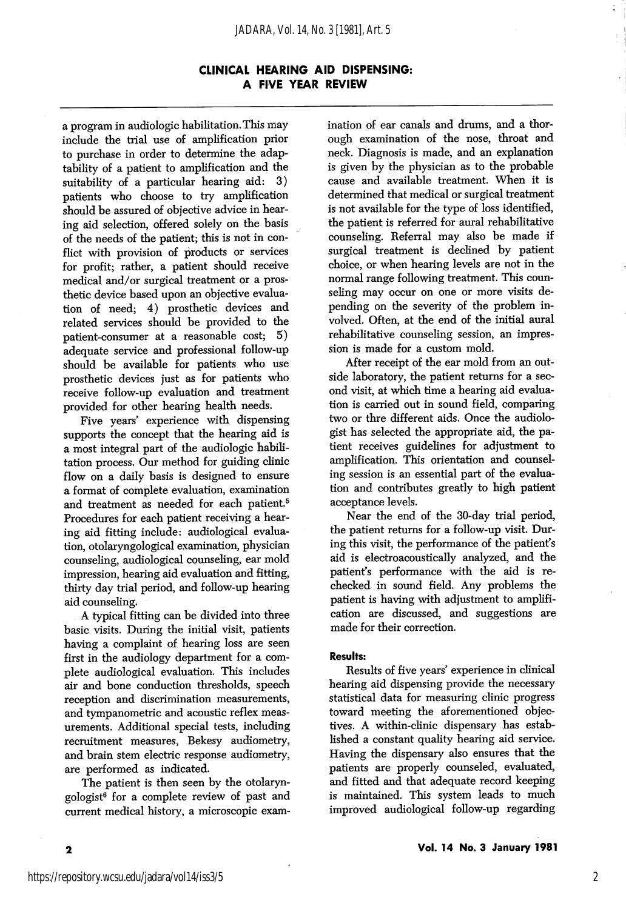a program in audiologic habilitation. This may include the trial use of amplification prior to purchase in order to determine the adaptability of a patient to amplification and the suitability of a particular hearing aid: 3) patients who choose to try amplification should be assured of objective advice in hearing aid selection, offered solely on the basis of the needs of the patient; this is not in conflict with provision of products or services for profit; rather, a patient should receive medical and/or surgical treatment or a prosthetic device based upon an objective evaluation of need; 4) prosthetic devices and related services should be provided to the patient-consumer at a reasonable cost; 5) adequate service and professional follow-up should be available for patients who use prosthetic devices just as for patients who receive follow-up evaluation and treatment provided for other hearing health needs.

Five years' experience with dispensing supports the concept that the hearing aid is a most integral part of the audiologic habilitation process. Our method for guiding clinic flow on a daily basis is designed to ensure a format of complete evaluation, examination and treatment as needed for each patient.[5] Procedures for each patient receiving a hearing aid fitting include: audiological evaluation, otolaryngological examination, physician counseling, audiological counseling, ear mold impression, hearing aid evaluation and fitting, thirty day trial period, and follow-up hearing aid counseling.

A typical fitting can be divided into three basic visits. During the initial visit, patients having a complaint of hearing loss are seen first in the audiology department for a complete audiological evaluation. This includes air and bone conduction thresholds, speech reception and discrimination measurements, and tympanometric and acoustic reflex measurements. Additional special tests, including recruitment measures, Bekesy audiometry, and brain stem electric response audiometry, are performed as indicated.

The patient is then seen by the otolaryngologist[6] for a complete review of past and current medical history, a microscopic examination of ear canals and drums, and a thorough examination of the nose, throat and neck. Diagnosis is made, and an explanation is given by the physician as to the probable cause and available treatment. When it is determined that medical or surgical treatment is not available for the type of loss identified, the patient is referred for aural rehabilitative counseling. Referral may also be made if surgical treatment is declined by patient choice, or when hearing levels are not in the normal range following treatment. This counseling may occur on one or more visits depending on the severity of the problem involved. Often, at the end of the initial aural rehabilitative counseling session, an impression is made for a custom mold.

After receipt of the ear mold from an outside laboratory, the patient returns for a second visit, at which time a hearing aid evaluation is carried out in sound field, comparing two or thre different aids. Once the audiologist has selected the appropriate aid, the patient receives guidelines for adjustment to amplification. This orientation and counseling session is an essential part of the evaluation and contributes greatly to high patient acceptance levels.

Near the end of the 30-day trial period, the patient returns for a follow-up visit. During this visit, the performance of the patient's aid is electroacoustically analyzed, and the patient's performance with the aid is rechecked in sound field. Any problems the patient is having with adjustment to amplification are discussed, and suggestions are made for their correction.

#### Results:

Results of five years' experience in clinical hearing aid dispensing provide the necessary statistical data for measuring clinic progress toward meeting the aforementioned objectives. A within-clinic dispensary has established a constant quality hearing aid service. Having the dispensary also ensures that the patients are properly counseled, evaluated, and fitted and that adequate record keeping is maintained. This system leads to much improved audiological follow-up regarding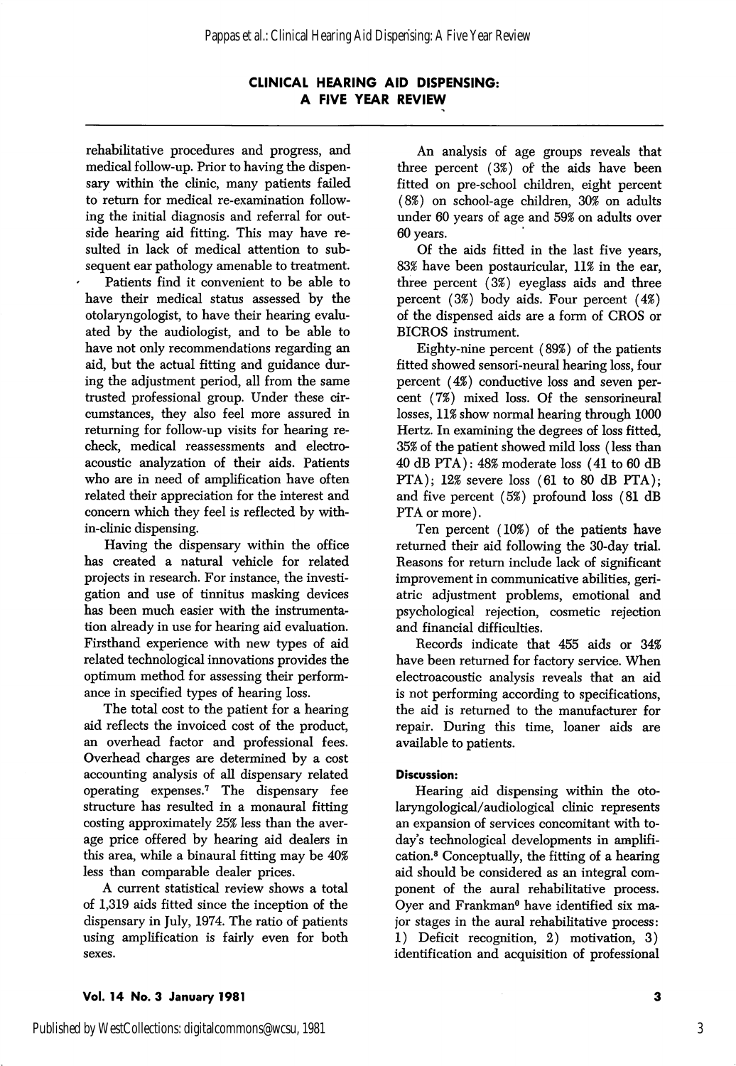rehabilitative procedures and progress, and medical follow-up. Prior to having the dispensary within the clinic, many patients failed to return for medical re-examination following the initial diagnosis and referral for outside hearing aid fitting. This may have resulted in lack of medical attention to subsequent ear pathology amenable to treatment.

Patients find it convenient to be able to have their medical status assessed by the otolaryngologist, to have their hearing evaluated by the audiologist, and to be able to have not only recommendations regarding an aid, but the actual fitting and guidance during the adjustment period, all from the same trusted professional group. Under these circumstances, they also feel more assured in returning for follow-up visits for hearing re-check, medical reassessments and electroacoustic analyzation of their aids. Patients who are in need of amplification have often related their appreciation for the interest and concern which they feel is reflected by within-clinic dispensing.

Having the dispensary within the office has created a natural vehicle for related projects in research. For instance, the investigation and use of tinnitus masking devices has been much easier with the instrumentation already in use for hearing aid evaluation. Firsthand experience with new types of aid related technological innovations provides the optimum method for assessing their performance in specified types of hearing loss.

The total cost to the patient for a hearing aid reflects the invoiced cost of the product, an overhead factor and professional fees. Overhead charges are determined by a cost accounting analysis of all dispensary related operating expenses.[7] The dispensary fee structure has resulted in a monaural fitting costing approximately 25% less than the average price offered by hearing aid dealers in this area, while a binaural fitting may be 40% less than comparable dealer prices.

A current statistical review shows a total of 1,319 aids fitted since the inception of the dispensary in July, 1974. The ratio of patients using amplification is fairly even for both sexes.

An analysis of age groups reveals that three percent (3%) of the aids have been fitted on pre-school children, eight percent (8%) on school-age children, 30% on adults under 60 years of age and 59% on adults over 60 years.

Of the aids fitted in the last five years, 83% have been postauricular, 11% in the ear, three percent (3%) eyeglass aids and three percent (3%) body aids. Four percent (4%) of the dispensed aids are a form of CROS or BICROS instrument.

Eighty-nine percent (89%) of the patients fitted showed sensori-neural hearing loss, four percent (4%) conductive loss and seven percent (7%) mixed loss. Of the sensorineural losses, 11% show normal hearing through 1000 Hertz. In examining the degrees of loss fitted, 35% of the patient showed mild loss (less than 40 dB PTA): 48% moderate loss (41 to 60 dB PTA); 12% severe loss (61 to 80 dB PTA); and five percent (5%) profound loss (81 dB PTA or more).

Ten percent (10%) of the patients have returned their aid following the 30-day trial. Reasons for return include lack of significant improvement in communicative abilities, geriatric adjustment problems, emotional and psychological rejection, cosmetic rejection and financial difficulties.

Records indicate that 455 aids or 34% have been returned for factory service. When electroacoustic analysis reveals that an aid is not performing according to specifications, the aid is returned to the manufacturer for repair. During this time, loaner aids are available to patients.

### Discussion:

Hearing aid dispensing within the otolaryngological/audiological clinic represents an expansion of services concomitant with today's technological developments in amplification.[8] Conceptually, the fitting of a hearing aid should be considered as an integral component of the aural rehabilitative process. Oyer and Frankman[9] have identified six major stages in the aural rehabilitative process: 1) Deficit recognition, 2) motivation, 3) identification and acquisition of professional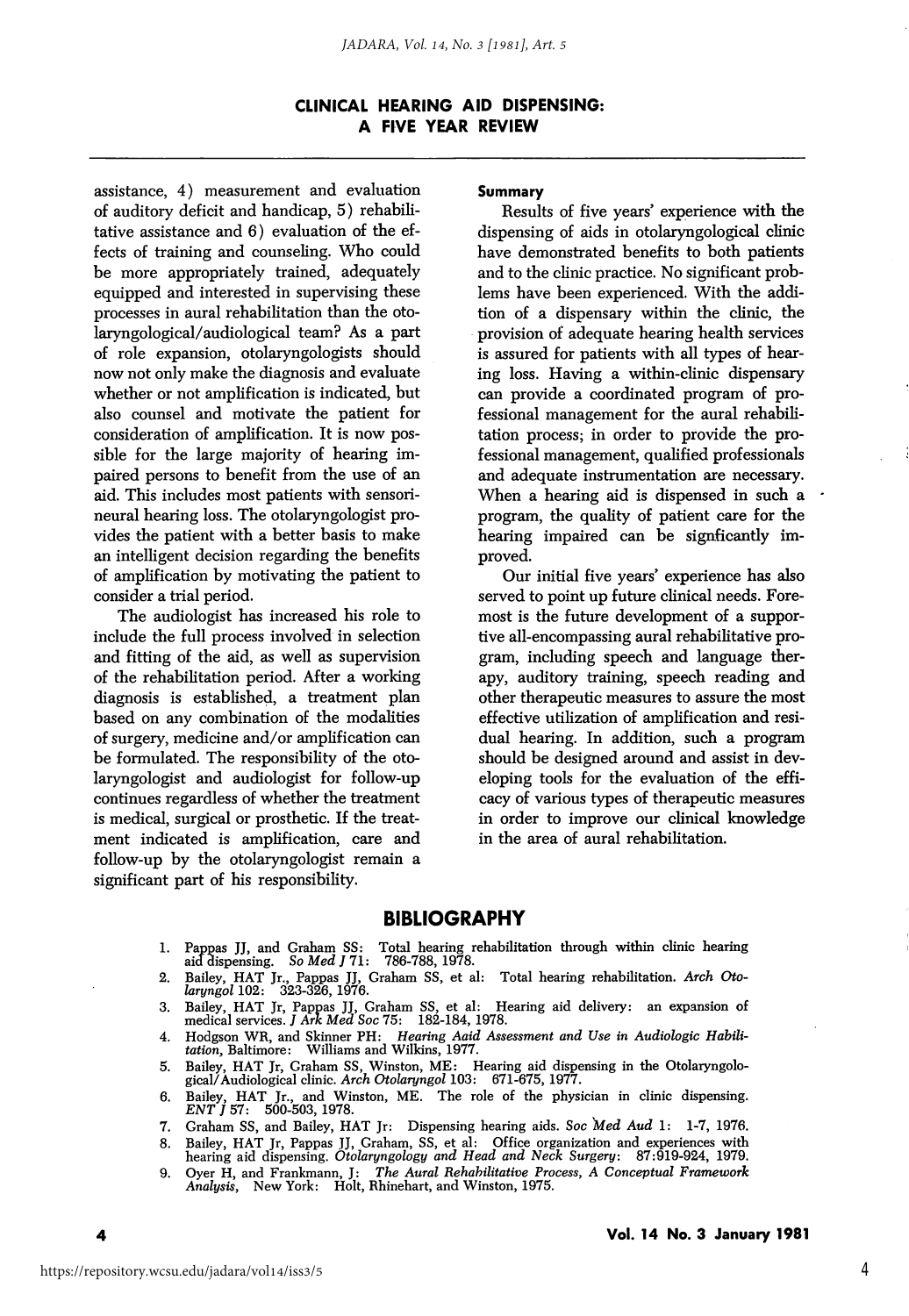## CLINICAL HEARING AID DISPENSING: A FIVE YEAR REVIEW

assistance, 4) measurement and evaluation of auditory deficit and handicap, 5) rehabilitative assistance and 6) evaluation of the effects of training and counseling. Who could be more appropriately trained, adequately equipped and interested in supervising these processes in aural rehabilitation than the otolaryngological/audiological team? As a part of role expansion, otolaryngologists should now not only make the diagnosis and evaluate whether or not amplification is indicated, but also counsel and motivate the patient for consideration of amplification. It is now possible for the large majority of hearing impaired persons to benefit from the use of an aid. This includes most patients with sensorineural hearing loss. The otolaryngologist provides the patient with a better basis to make an intelligent decision regarding the benefits of amplification by motivating the patient to consider a trial period.

The audiologist has increased his role to include the full process involved in selection and fitting of the aid, as well as supervision of the rehabilitation period. After a working diagnosis is established, a treatment plan based on any combination of the modalities of surgery, medicine and/or amplification can be formulated. The responsibility of the otolaryngologist and audiologist for follow-up continues regardless of whether the treatment is medical, surgical or prosthetic. If the treatment indicated is amplification, care and follow-up by the otolaryngologist remain a significant part of his responsibility.

### Summary

Results of five years' experience with the dispensing of aids in otolaryngological clinic have demonstrated benefits to both patients and to the clinic practice. No significant problems have been experienced. With the addition of a dispensary within the clinic, the provision of adequate hearing health services is assured for patients with all types of hearing loss. Having a within-clinic dispensary can provide a coordinated program of professional management for the aural rehabilitation process; in order to provide the professional management, qualified professionals and adequate instrumentation are necessary. When a hearing aid is dispensed in such a program, the quality of patient care for the hearing impaired can be signficantly improved.

Our initial five years' experience has also served to point up future clinical needs. Foremost is the future development of a supportive all-encompassing aural rehabilitative program, including speech and language therapy, auditory training, speech reading and other therapeutic measures to assure the most effective utilization of amplification and residual hearing. In addition, such a program should be designed around and assist in developing tools for the evaluation of the efficacy of various types of therapeutic measures in order to improve our clinical knowledge in the area of aural rehabilitation.

## BIBLIOGRAPHY

1. Pappas JJ, and Graham SS: Total hearing rehabilitation through within clinic hearing aid dispensing. *So Med J* 71: 786-788, 1978.
2. Bailey, HAT Jr., Pappas JJ, Graham SS, et al: Total hearing rehabilitation. *Arch Otolaryngol* 102: 323-326, 1976.
3. Bailey, HAT Jr, Pappas JJ, Graham SS, et al: Hearing aid delivery: an expansion of medical services. *J Ark Med Soc* 75: 182-184, 1978.
4. Hodgson WR, and Skinner PH: *Hearing Aaid Assessment and Use in Audiologic Habilitation*, Baltimore: Williams and Wilkins, 1977.
5. Bailey, HAT Jr, Graham SS, Winston, ME: Hearing aid dispensing in the Otolaryngological/Audiological clinic. *Arch Otolaryngol* 103: 671-675, 1977.
6. Bailey, HAT Jr., and Winston, ME. The role of the physician in clinic dispensing. *ENT J* 57: 500-503, 1978.
7. Graham SS, and Bailey, HAT Jr: Dispensing hearing aids. *Soc Med Aud* 1: 1-7, 1976.
8. Bailey, HAT Jr, Pappas JJ, Graham, SS, et al: Office organization and experiences with hearing aid dispensing. *Otolaryngology and Head and Neck Surgery*: 87:919-924, 1979.
9. Oyer H, and Frankmann, J: *The Aural Rehabilitative Process, A Conceptual Framework Analysis*, New York: Holt, Rhinehart, and Winston, 1975.